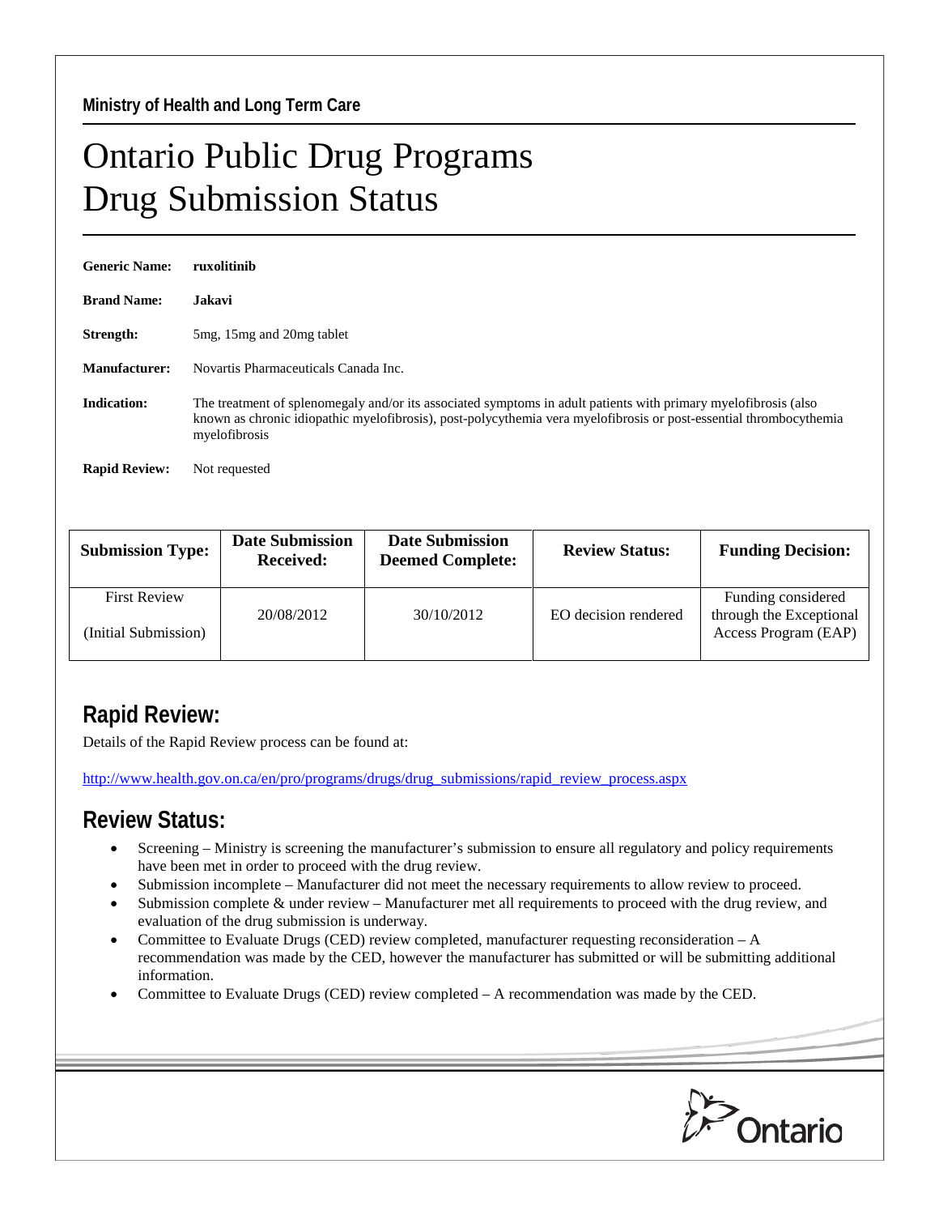Ministry of Health and Long Term Care

# Ontario Public Drug Programs
# Drug Submission Status

**Generic Name:** **ruxolitinib**

**Brand Name:** **Jakavi**

**Strength:** 5mg, 15mg and 20mg tablet

**Manufacturer:** Novartis Pharmaceuticals Canada Inc.

**Indication:** The treatment of splenomegaly and/or its associated symptoms in adult patients with primary myelofibrosis (also known as chronic idiopathic myelofibrosis), post-polycythemia vera myelofibrosis or post-essential thrombocythemia myelofibrosis

**Rapid Review:** Not requested

| Submission Type: | Date Submission Received: | Date Submission Deemed Complete: | Review Status: | Funding Decision: |
|---|---|---|---|---|
| First Review (Initial Submission) | 20/08/2012 | 30/10/2012 | EO decision rendered | Funding considered through the Exceptional Access Program (EAP) |

## Rapid Review:

Details of the Rapid Review process can be found at:

http://www.health.gov.on.ca/en/pro/programs/drugs/drug_submissions/rapid_review_process.aspx

## Review Status:

- Screening – Ministry is screening the manufacturer's submission to ensure all regulatory and policy requirements have been met in order to proceed with the drug review.
- Submission incomplete – Manufacturer did not meet the necessary requirements to allow review to proceed.
- Submission complete & under review – Manufacturer met all requirements to proceed with the drug review, and evaluation of the drug submission is underway.
- Committee to Evaluate Drugs (CED) review completed, manufacturer requesting reconsideration – A recommendation was made by the CED, however the manufacturer has submitted or will be submitting additional information.
- Committee to Evaluate Drugs (CED) review completed – A recommendation was made by the CED.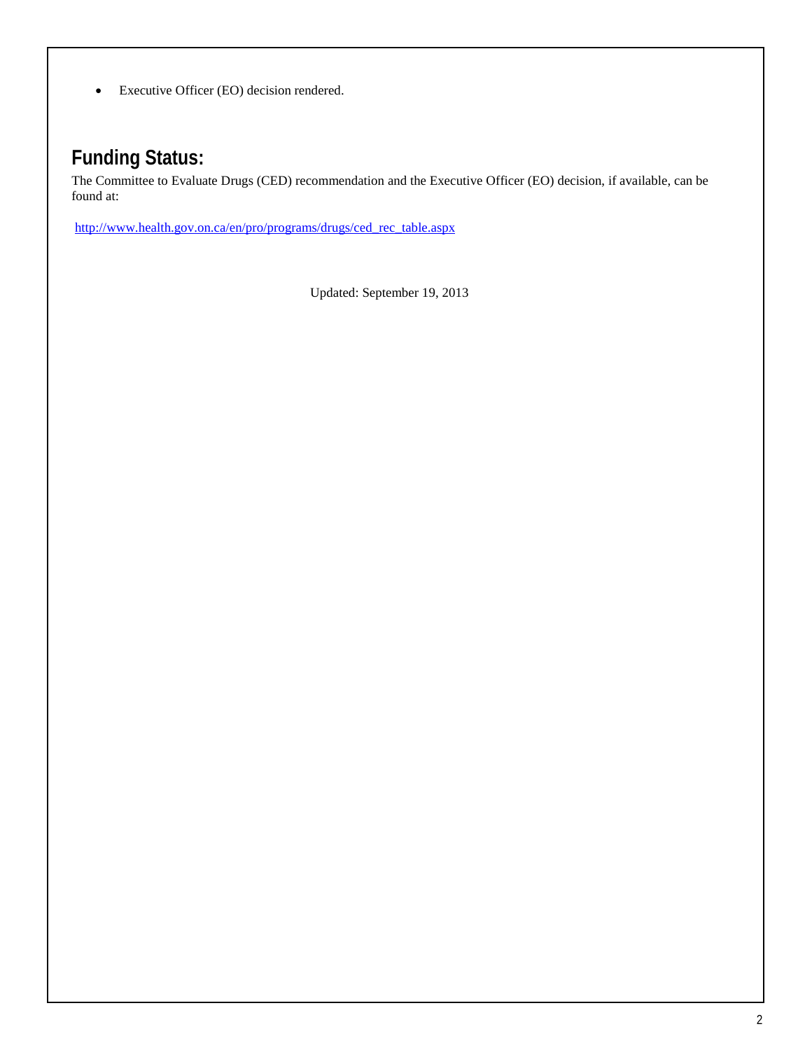- Executive Officer (EO) decision rendered.

## Funding Status:

The Committee to Evaluate Drugs (CED) recommendation and the Executive Officer (EO) decision, if available, can be found at:

[http://www.health.gov.on.ca/en/pro/programs/drugs/ced_rec_table.aspx](http://www.health.gov.on.ca/en/pro/programs/drugs/ced_rec_table.aspx)

Updated: September 19, 2013